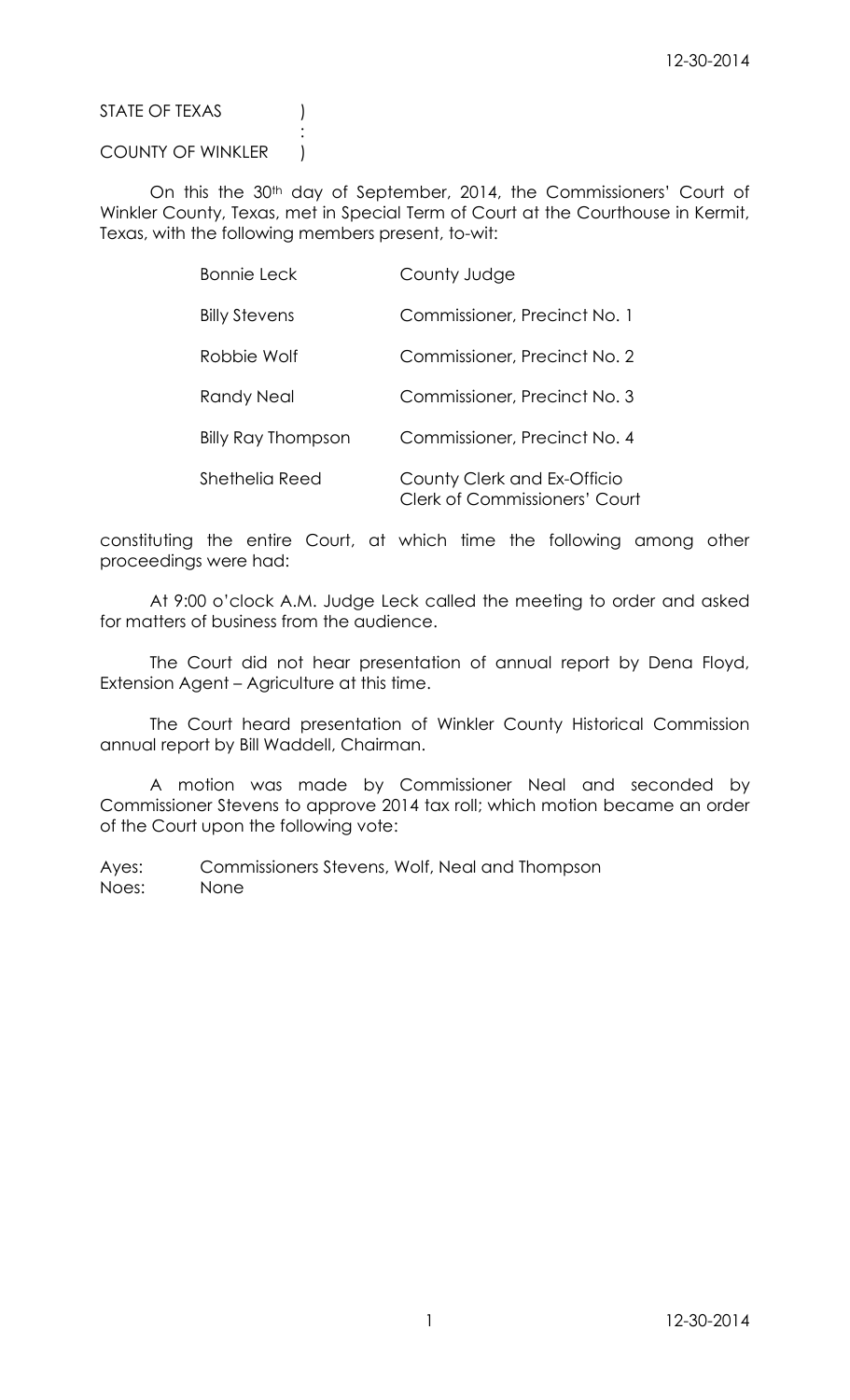STATE OF TEXAS )
:
COUNTY OF WINKLER )

On this the 30th day of September, 2014, the Commissioners' Court of Winkler County, Texas, met in Special Term of Court at the Courthouse in Kermit, Texas, with the following members present, to-wit:

| | |
|---|---|
| Bonnie Leck | County Judge |
| Billy Stevens | Commissioner, Precinct No. 1 |
| Robbie Wolf | Commissioner, Precinct No. 2 |
| Randy Neal | Commissioner, Precinct No. 3 |
| Billy Ray Thompson | Commissioner, Precinct No. 4 |
| Shethelia Reed | County Clerk and Ex-Officio Clerk of Commissioners' Court |

constituting the entire Court, at which time the following among other proceedings were had:

At 9:00 o'clock A.M. Judge Leck called the meeting to order and asked for matters of business from the audience.

The Court did not hear presentation of annual report by Dena Floyd, Extension Agent – Agriculture at this time.

The Court heard presentation of Winkler County Historical Commission annual report by Bill Waddell, Chairman.

A motion was made by Commissioner Neal and seconded by Commissioner Stevens to approve 2014 tax roll; which motion became an order of the Court upon the following vote:

Ayes: Commissioners Stevens, Wolf, Neal and Thompson
Noes: None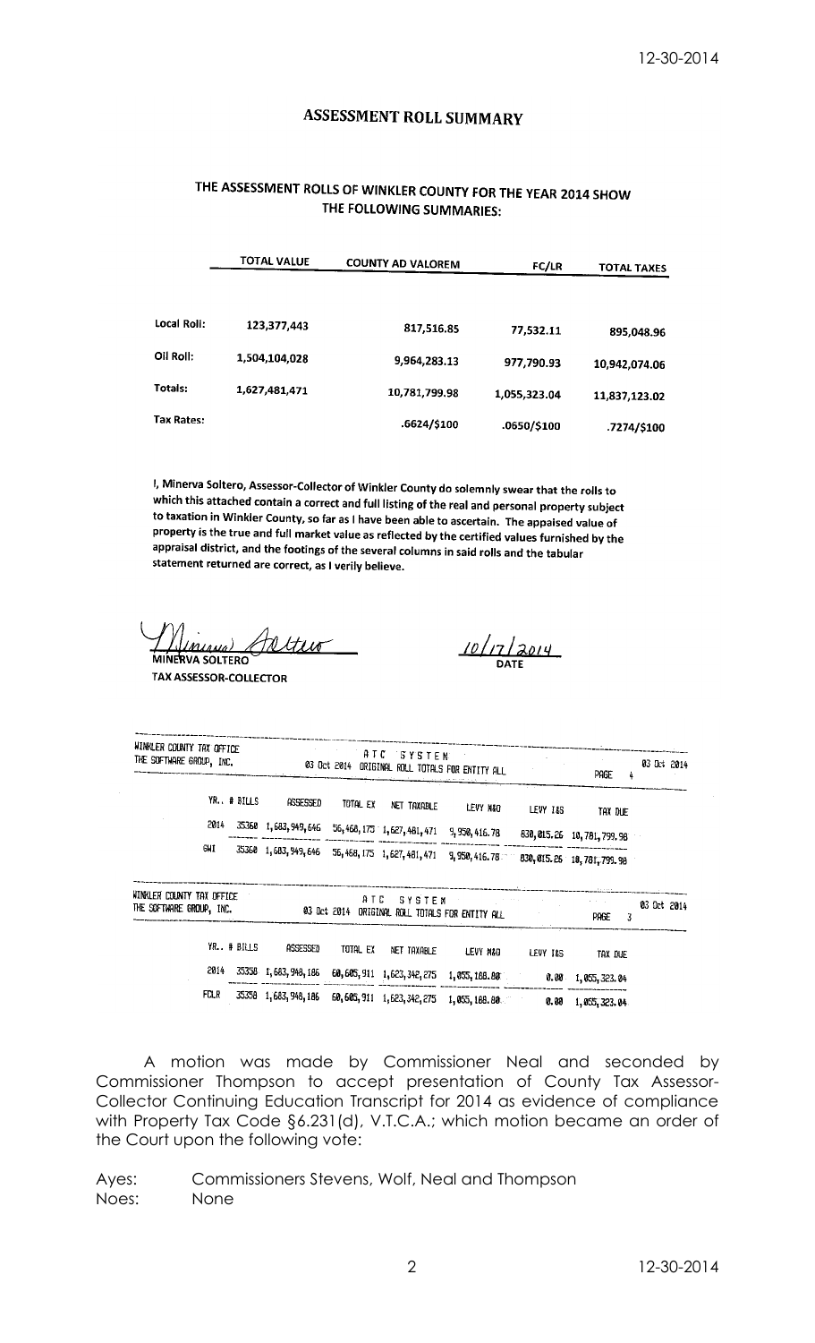# ASSESSMENT ROLL SUMMARY

## THE ASSESSMENT ROLLS OF WINKLER COUNTY FOR THE YEAR 2014 SHOW THE FOLLOWING SUMMARIES:

| | TOTAL VALUE | COUNTY AD VALOREM | FC/LR | TOTAL TAXES |
|---|---|---|---|---|
| Local Roll: | 123,377,443 | 817,516.85 | 77,532.11 | 895,048.96 |
| Oil Roll: | 1,504,104,028 | 9,964,283.13 | 977,790.93 | 10,942,074.06 |
| Totals: | 1,627,481,471 | 10,781,799.98 | 1,055,323.04 | 11,837,123.02 |
| Tax Rates: | | .6624/$100 | .0650/$100 | .7274/$100 |

I, Minerva Soltero, Assessor-Collector of Winkler County do solemnly swear that the rolls to which this attached contain a correct and full listing of the real and personal property subject to taxation in Winkler County, so far as I have been able to ascertain. The appaised value of property is the true and full market value as reflected by the certified values furnished by the appraisal district, and the footings of the several columns in said rolls and the tabular statement returned are correct, as I verily believe.

Minerva Soltero
MINERVA SOLTERO
TAX ASSESSOR-COLLECTOR

10/17/2014
DATE

WINKLER COUNTY TAX OFFICE
THE SOFTWARE GROUP, INC.
03 Oct 2014 ATC SYSTEM ORIGINAL ROLL TOTALS FOR ENTITY ALL PAGE 4 03 Oct 2014

| YR.. | # BILLS | ASSESSED | TOTAL EX | NET TAXABLE | LEVY M&O | LEVY I&S | TAX DUE |
|---|---|---|---|---|---|---|---|
| 2014 | 35360 | 1,683,949,646 | 56,468,175 | 1,627,481,471 | 9,950,416.78 | 830,015.26 | 10,781,799.98 |
| GWI | 35360 | 1,683,949,646 | 56,468,175 | 1,627,481,471 | 9,950,416.78 | 830,015.26 | 10,781,799.98 |

WINKLER COUNTY TAX OFFICE
THE SOFTWARE GROUP, INC.
03 Oct 2014 ATC SYSTEM ORIGINAL ROLL TOTALS FOR ENTITY ALL PAGE 3 03 Oct 2014

| YR.. | # BILLS | ASSESSED | TOTAL EX | NET TAXABLE | LEVY M&O | LEVY I&S | TAX DUE |
|---|---|---|---|---|---|---|---|
| 2014 | 35358 | 1,683,948,186 | 60,605,911 | 1,623,342,275 | 1,055,188.80 | 0.00 | 1,055,323.04 |
| FCLR | 35358 | 1,683,948,186 | 60,605,911 | 1,623,342,275 | 1,055,188.80 | 0.00 | 1,055,323.04 |

A motion was made by Commissioner Neal and seconded by Commissioner Thompson to accept presentation of County Tax Assessor-Collector Continuing Education Transcript for 2014 as evidence of compliance with Property Tax Code §6.231(d), V.T.C.A.; which motion became an order of the Court upon the following vote:

Ayes: Commissioners Stevens, Wolf, Neal and Thompson
Noes: None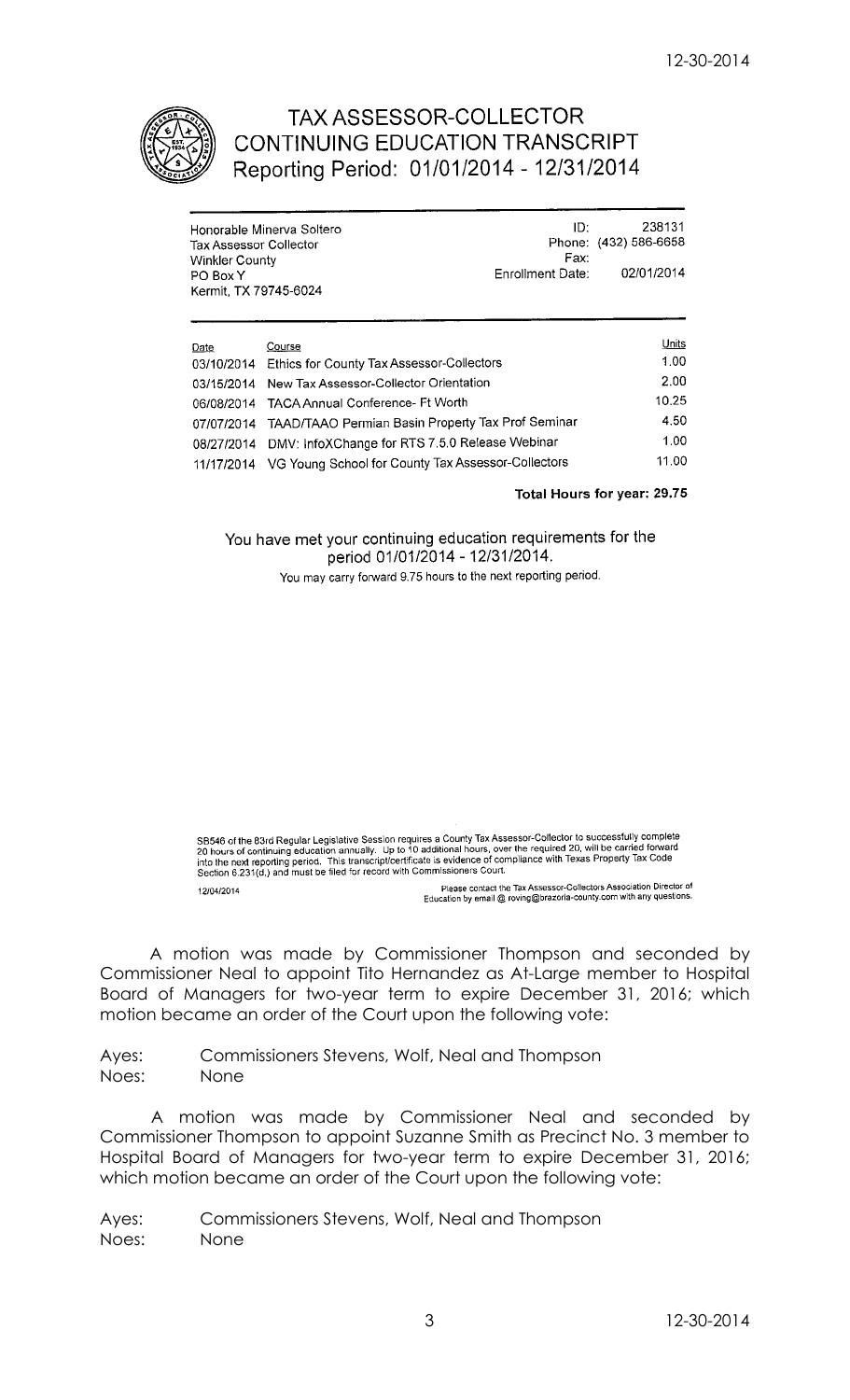# TAX ASSESSOR-COLLECTOR CONTINUING EDUCATION TRANSCRIPT
## Reporting Period: 01/01/2014 - 12/31/2014

Honorable Minerva Soltero
Tax Assessor Collector
Winkler County
PO Box Y
Kermit, TX 79745-6024

ID: 238131
Phone: (432) 586-6658
Fax:
Enrollment Date: 02/01/2014

| Date | Course | Units |
|---|---|---|
| 03/10/2014 | Ethics for County Tax Assessor-Collectors | 1.00 |
| 03/15/2014 | New Tax Assessor-Collector Orientation | 2.00 |
| 06/08/2014 | TACA Annual Conference- Ft Worth | 10.25 |
| 07/07/2014 | TAAD/TAAO Permian Basin Property Tax Prof Seminar | 4.50 |
| 08/27/2014 | DMV: InfoXChange for RTS 7.5.0 Release Webinar | 1.00 |
| 11/17/2014 | VG Young School for County Tax Assessor-Collectors | 11.00 |

**Total Hours for year: 29.75**

You have met your continuing education requirements for the period 01/01/2014 - 12/31/2014.

You may carry forward 9.75 hours to the next reporting period.

SB546 of the 83rd Regular Legislative Session requires a County Tax Assessor-Collector to successfully complete 20 hours of continuing education annually. Up to 10 additional hours, over the required 20, will be carried forward into the next reporting period. This transcript/certificate is evidence of compliance with Texas Property Tax Code Section 6.231(d.) and must be filed for record with Commissioners Court.

12/04/2014

Please contact the Tax Assessor-Collectors Association Director of Education by email @ roving@brazoria-county.com with any questions.

A motion was made by Commissioner Thompson and seconded by Commissioner Neal to appoint Tito Hernandez as At-Large member to Hospital Board of Managers for two-year term to expire December 31, 2016; which motion became an order of the Court upon the following vote:

Ayes: Commissioners Stevens, Wolf, Neal and Thompson
Noes: None

A motion was made by Commissioner Neal and seconded by Commissioner Thompson to appoint Suzanne Smith as Precinct No. 3 member to Hospital Board of Managers for two-year term to expire December 31, 2016; which motion became an order of the Court upon the following vote:

Ayes: Commissioners Stevens, Wolf, Neal and Thompson
Noes: None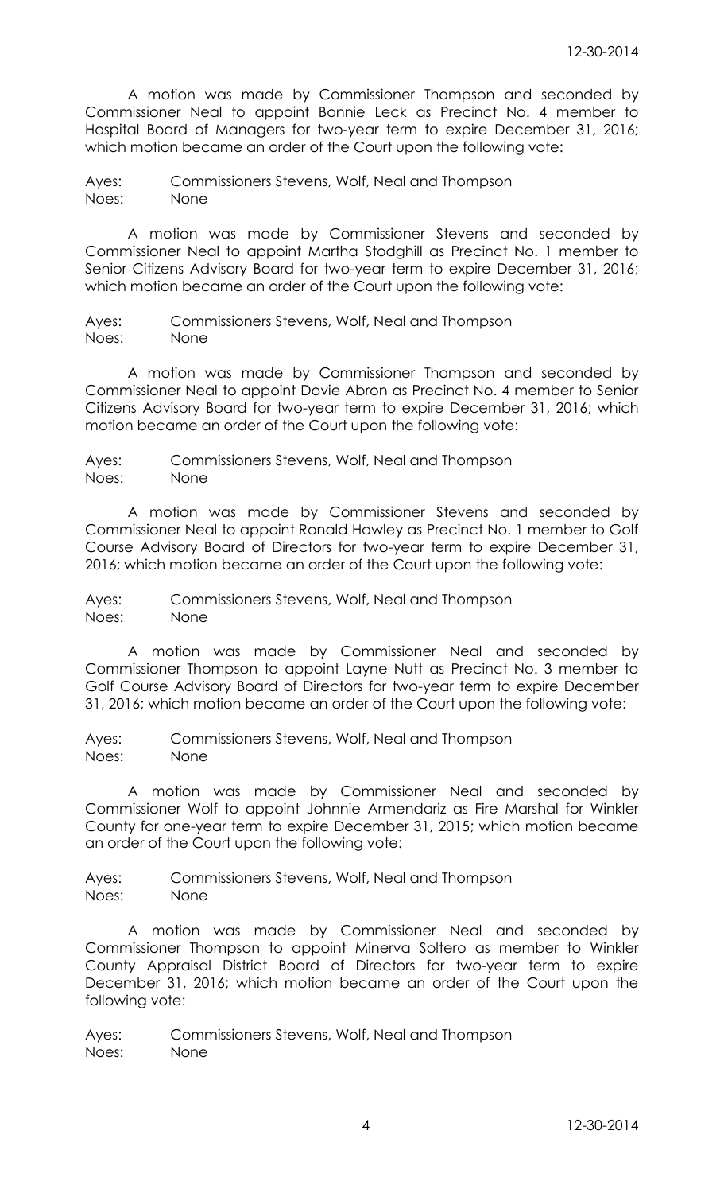A motion was made by Commissioner Thompson and seconded by Commissioner Neal to appoint Bonnie Leck as Precinct No. 4 member to Hospital Board of Managers for two-year term to expire December 31, 2016; which motion became an order of the Court upon the following vote:

Ayes: Commissioners Stevens, Wolf, Neal and Thompson
Noes: None

A motion was made by Commissioner Stevens and seconded by Commissioner Neal to appoint Martha Stodghill as Precinct No. 1 member to Senior Citizens Advisory Board for two-year term to expire December 31, 2016; which motion became an order of the Court upon the following vote:

Ayes: Commissioners Stevens, Wolf, Neal and Thompson
Noes: None

A motion was made by Commissioner Thompson and seconded by Commissioner Neal to appoint Dovie Abron as Precinct No. 4 member to Senior Citizens Advisory Board for two-year term to expire December 31, 2016; which motion became an order of the Court upon the following vote:

Ayes: Commissioners Stevens, Wolf, Neal and Thompson
Noes: None

A motion was made by Commissioner Stevens and seconded by Commissioner Neal to appoint Ronald Hawley as Precinct No. 1 member to Golf Course Advisory Board of Directors for two-year term to expire December 31, 2016; which motion became an order of the Court upon the following vote:

Ayes: Commissioners Stevens, Wolf, Neal and Thompson
Noes: None

A motion was made by Commissioner Neal and seconded by Commissioner Thompson to appoint Layne Nutt as Precinct No. 3 member to Golf Course Advisory Board of Directors for two-year term to expire December 31, 2016; which motion became an order of the Court upon the following vote:

Ayes: Commissioners Stevens, Wolf, Neal and Thompson
Noes: None

A motion was made by Commissioner Neal and seconded by Commissioner Wolf to appoint Johnnie Armendariz as Fire Marshal for Winkler County for one-year term to expire December 31, 2015; which motion became an order of the Court upon the following vote:

Ayes: Commissioners Stevens, Wolf, Neal and Thompson
Noes: None

A motion was made by Commissioner Neal and seconded by Commissioner Thompson to appoint Minerva Soltero as member to Winkler County Appraisal District Board of Directors for two-year term to expire December 31, 2016; which motion became an order of the Court upon the following vote:

Ayes: Commissioners Stevens, Wolf, Neal and Thompson
Noes: None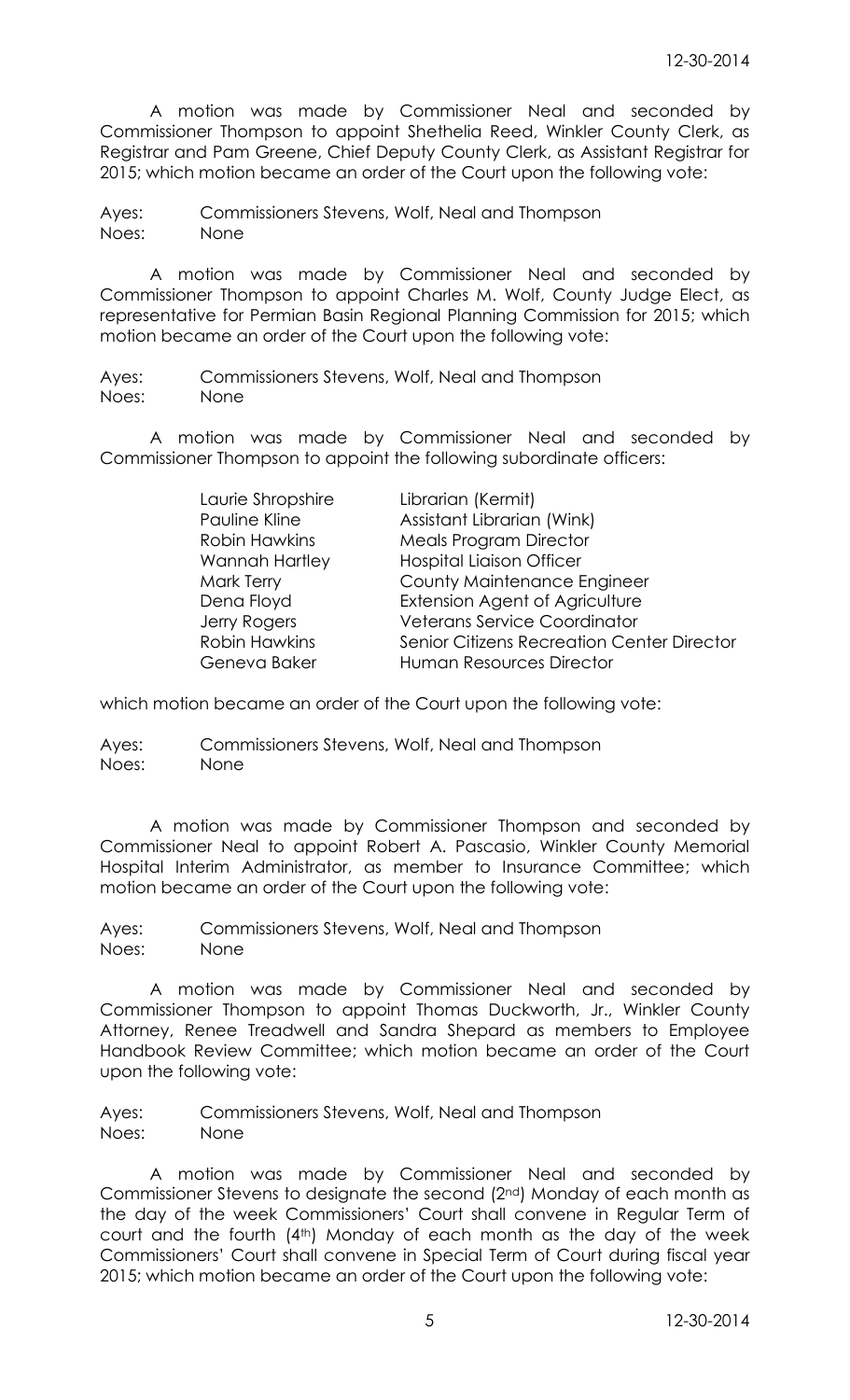A motion was made by Commissioner Neal and seconded by Commissioner Thompson to appoint Shethelia Reed, Winkler County Clerk, as Registrar and Pam Greene, Chief Deputy County Clerk, as Assistant Registrar for 2015; which motion became an order of the Court upon the following vote:

Ayes: Commissioners Stevens, Wolf, Neal and Thompson
Noes: None

A motion was made by Commissioner Neal and seconded by Commissioner Thompson to appoint Charles M. Wolf, County Judge Elect, as representative for Permian Basin Regional Planning Commission for 2015; which motion became an order of the Court upon the following vote:

Ayes: Commissioners Stevens, Wolf, Neal and Thompson
Noes: None

A motion was made by Commissioner Neal and seconded by Commissioner Thompson to appoint the following subordinate officers:

| | |
|---|---|
| Laurie Shropshire | Librarian (Kermit) |
| Pauline Kline | Assistant Librarian (Wink) |
| Robin Hawkins | Meals Program Director |
| Wannah Hartley | Hospital Liaison Officer |
| Mark Terry | County Maintenance Engineer |
| Dena Floyd | Extension Agent of Agriculture |
| Jerry Rogers | Veterans Service Coordinator |
| Robin Hawkins | Senior Citizens Recreation Center Director |
| Geneva Baker | Human Resources Director |

which motion became an order of the Court upon the following vote:

Ayes: Commissioners Stevens, Wolf, Neal and Thompson
Noes: None

A motion was made by Commissioner Thompson and seconded by Commissioner Neal to appoint Robert A. Pascasio, Winkler County Memorial Hospital Interim Administrator, as member to Insurance Committee; which motion became an order of the Court upon the following vote:

Ayes: Commissioners Stevens, Wolf, Neal and Thompson
Noes: None

A motion was made by Commissioner Neal and seconded by Commissioner Thompson to appoint Thomas Duckworth, Jr., Winkler County Attorney, Renee Treadwell and Sandra Shepard as members to Employee Handbook Review Committee; which motion became an order of the Court upon the following vote:

Ayes: Commissioners Stevens, Wolf, Neal and Thompson
Noes: None

A motion was made by Commissioner Neal and seconded by Commissioner Stevens to designate the second (2nd) Monday of each month as the day of the week Commissioners' Court shall convene in Regular Term of court and the fourth (4th) Monday of each month as the day of the week Commissioners' Court shall convene in Special Term of Court during fiscal year 2015; which motion became an order of the Court upon the following vote: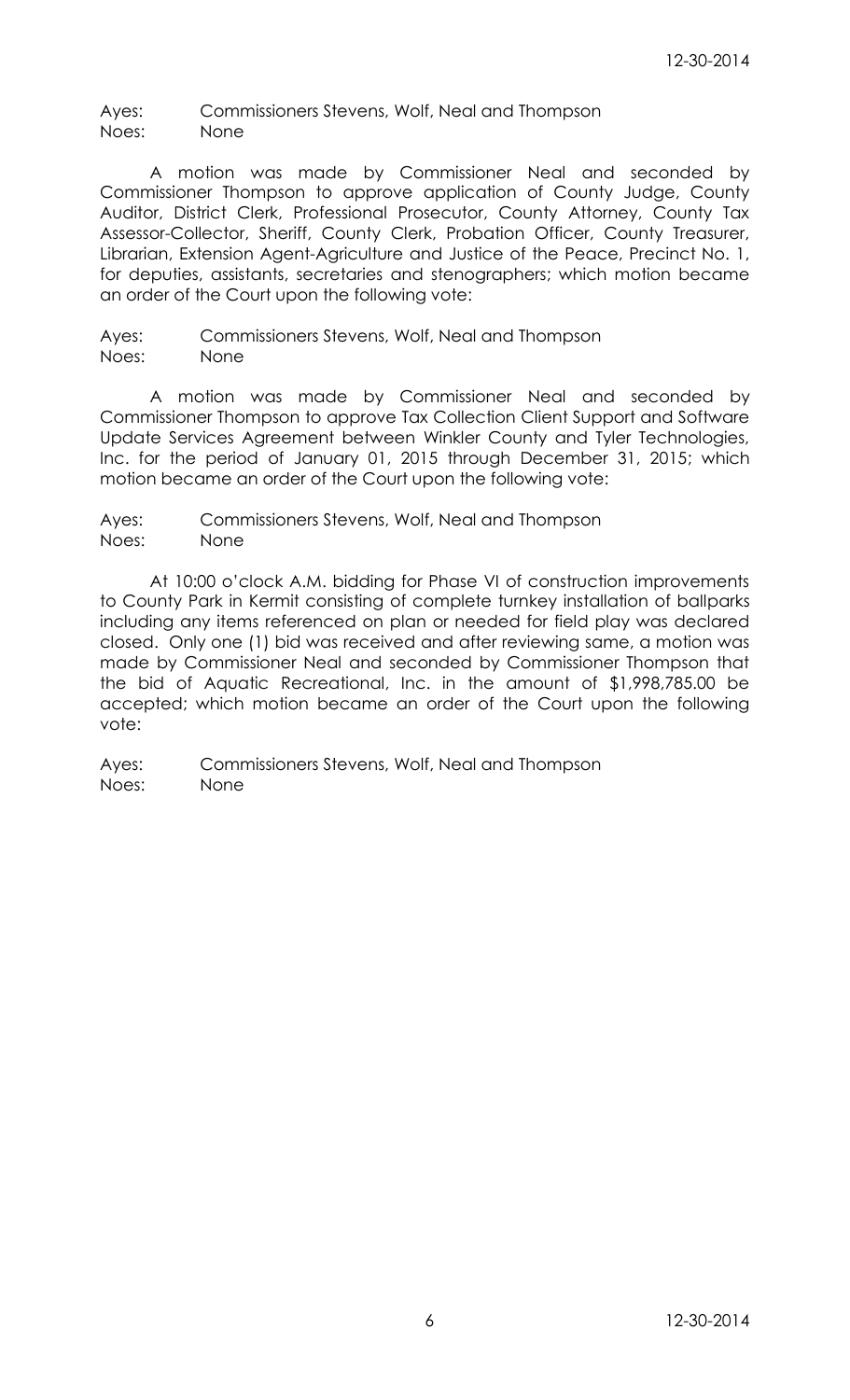Ayes: Commissioners Stevens, Wolf, Neal and Thompson
Noes: None

A motion was made by Commissioner Neal and seconded by Commissioner Thompson to approve application of County Judge, County Auditor, District Clerk, Professional Prosecutor, County Attorney, County Tax Assessor-Collector, Sheriff, County Clerk, Probation Officer, County Treasurer, Librarian, Extension Agent-Agriculture and Justice of the Peace, Precinct No. 1, for deputies, assistants, secretaries and stenographers; which motion became an order of the Court upon the following vote:

Ayes: Commissioners Stevens, Wolf, Neal and Thompson
Noes: None

A motion was made by Commissioner Neal and seconded by Commissioner Thompson to approve Tax Collection Client Support and Software Update Services Agreement between Winkler County and Tyler Technologies, Inc. for the period of January 01, 2015 through December 31, 2015; which motion became an order of the Court upon the following vote:

Ayes: Commissioners Stevens, Wolf, Neal and Thompson
Noes: None

At 10:00 o'clock A.M. bidding for Phase VI of construction improvements to County Park in Kermit consisting of complete turnkey installation of ballparks including any items referenced on plan or needed for field play was declared closed. Only one (1) bid was received and after reviewing same, a motion was made by Commissioner Neal and seconded by Commissioner Thompson that the bid of Aquatic Recreational, Inc. in the amount of $1,998,785.00 be accepted; which motion became an order of the Court upon the following vote:

Ayes: Commissioners Stevens, Wolf, Neal and Thompson
Noes: None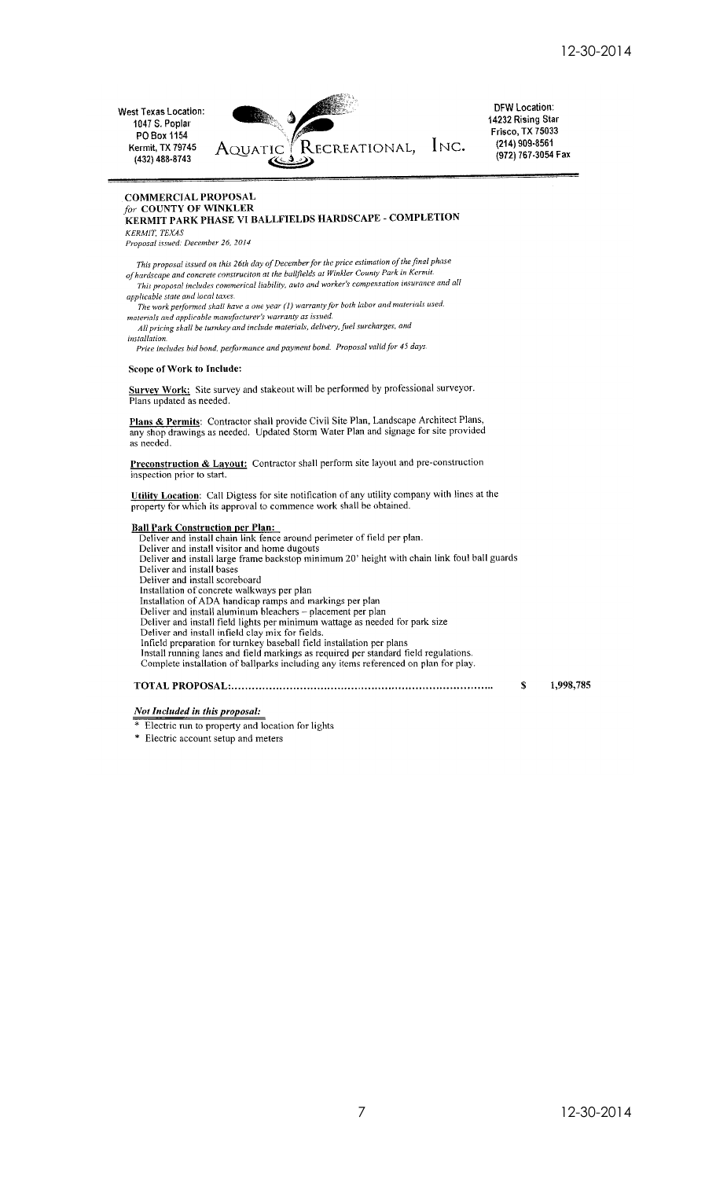West Texas Location:
1047 S. Poplar
PO Box 1154
Kermit, TX 79745
(432) 488-8743

AQUATIC RECREATIONAL, INC.

DFW Location:
14232 Rising Star
Frisco, TX 75033
(214) 909-8561
(972) 767-3054 Fax

**COMMERCIAL PROPOSAL**
*for* **COUNTY OF WINKLER**
**KERMIT PARK PHASE VI BALLFIELDS HARDSCAPE - COMPLETION**
*KERMIT, TEXAS*
*Proposal issued: December 26, 2014*

*This proposal issued on this 26th day of December for the price estimation of the final phase of hardscape and concrete construciton at the ballfields at Winkler County Park in Kermit.*
*This proposal includes commerical liability, auto and worker's compensation insurance and all applicable state and local taxes.*
*The work performed shall have a one year (1) warranty for both labor and materials used. materials and applicable manufacturer's warranty as issued.*
*All pricing shall be turnkey and include materials, delivery, fuel surcharges, and installation.*
*Price includes bid bond, performance and payment bond. Proposal valid for 45 days.*

**Scope of Work to Include:**

**Survey Work:** Site survey and stakeout will be performed by professional surveyor. Plans updated as needed.

**Plans & Permits**: Contractor shall provide Civil Site Plan, Landscape Architect Plans, any shop drawings as needed. Updated Storm Water Plan and signage for site provided as needed.

**Preconstruction & Layout:** Contractor shall perform site layout and pre-construction inspection prior to start.

**Utility Location**: Call Digtess for site notification of any utility company with lines at the property for which its approval to commence work shall be obtained.

**Ball Park Construction per Plan:**
Deliver and install chain link fence around perimeter of field per plan.
Deliver and install visitor and home dugouts
Deliver and install large frame backstop minimum 20' height with chain link foul ball guards
Deliver and install bases
Deliver and install scoreboard
Installation of concrete walkways per plan
Installation of ADA handicap ramps and markings per plan
Deliver and install aluminum bleachers – placement per plan
Deliver and install field lights per minimum wattage as needed for park size
Deliver and install infield clay mix for fields.
Infield preparation for turnkey baseball field installation per plans
Install running lanes and field markings as required per standard field regulations.
Complete installation of ballparks including any items referenced on plan for play.

**TOTAL PROPOSAL:.........................................................................** $ 1,998,785

***Not Included in this proposal:***

* Electric run to property and location for lights
* Electric account setup and meters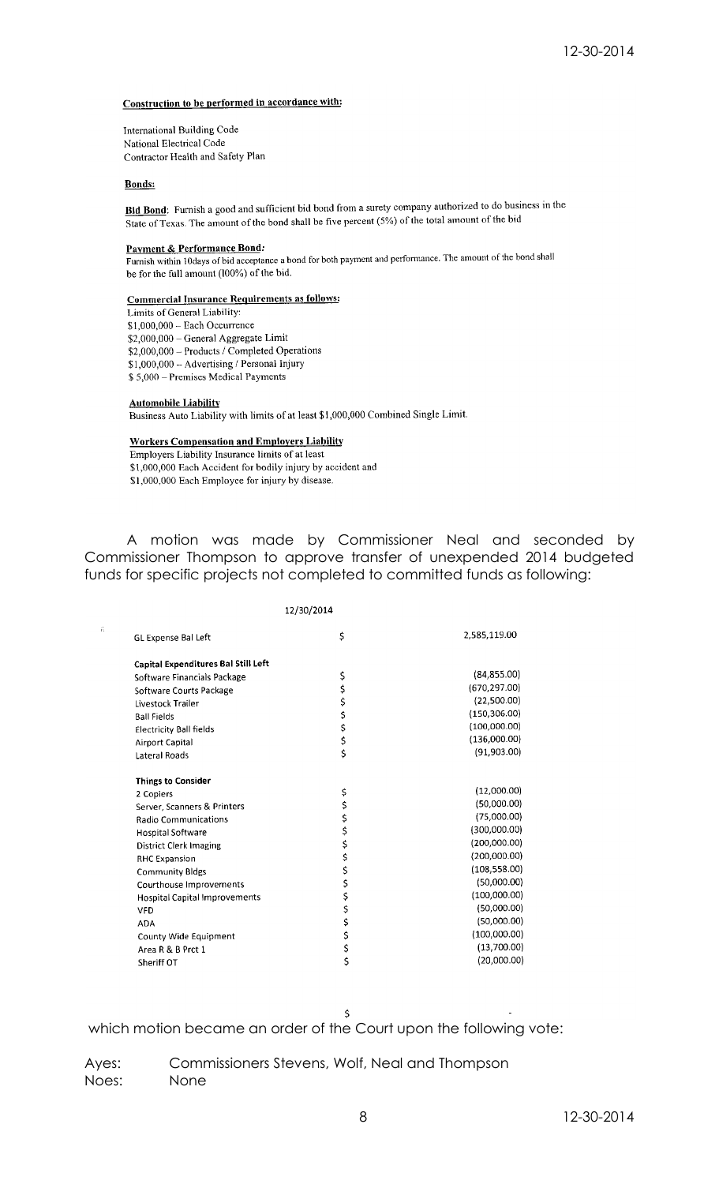**Construction to be performed in accordance with:**

International Building Code
National Electrical Code
Contractor Health and Safety Plan

**Bonds:**

**Bid Bond**: Furnish a good and sufficient bid bond from a surety company authorized to do business in the State of Texas. The amount of the bond shall be five percent (5%) of the total amount of the bid

***Payment & Performance Bond:***
Furnish within 10days of bid acceptance a bond for both payment and performance. The amount of the bond shall be for the full amount (100%) of the bid.

**Commercial Insurance Requirements as follows:**
Limits of General Liability:
$1,000,000 – Each Occurrence
$2,000,000 – General Aggregate Limit
$2,000,000 – Products / Completed Operations
$1,000,000 – Advertising / Personal Injury
$ 5,000 – Premises Medical Payments

**Automobile Liability**
Business Auto Liability with limits of at least $1,000,000 Combined Single Limit.

**Workers Compensation and Employers Liability**
Employers Liability Insurance limits of at least
$1,000,000 Each Accident for bodily injury by accident and
$1,000,000 Each Employee for injury by disease.

A motion was made by Commissioner Neal and seconded by Commissioner Thompson to approve transfer of unexpended 2014 budgeted funds for specific projects not completed to committed funds as following:

| | 12/30/2014 | |
|---|---|---|
| GL Expense Bal Left | $ | 2,585,119.00 |
| | | |
| **Capital Expenditures Bal Still Left** | | |
| Software Financials Package | $ | (84,855.00) |
| Software Courts Package | $ | (670,297.00) |
| Livestock Trailer | $ | (22,500.00) |
| Ball Fields | $ | (150,306.00) |
| Electricity Ball fields | $ | (100,000.00) |
| Airport Capital | $ | (136,000.00) |
| Lateral Roads | $ | (91,903.00) |
| | | |
| **Things to Consider** | | |
| 2 Copiers | $ | (12,000.00) |
| Server, Scanners & Printers | $ | (50,000.00) |
| Radio Communications | $ | (75,000.00) |
| Hospital Software | $ | (300,000.00) |
| District Clerk Imaging | $ | (200,000.00) |
| RHC Expansion | $ | (200,000.00) |
| Community Bldgs | $ | (108,558.00) |
| Courthouse Improvements | $ | (50,000.00) |
| Hospital Capital Improvements | $ | (100,000.00) |
| VFD | $ | (50,000.00) |
| ADA | $ | (50,000.00) |
| County Wide Equipment | $ | (100,000.00) |
| Area R & B Prct 1 | $ | (13,700.00) |
| Sheriff OT | $ | (20,000.00) |
| | | |
| | $ | - |

which motion became an order of the Court upon the following vote:

Ayes: Commissioners Stevens, Wolf, Neal and Thompson
Noes: None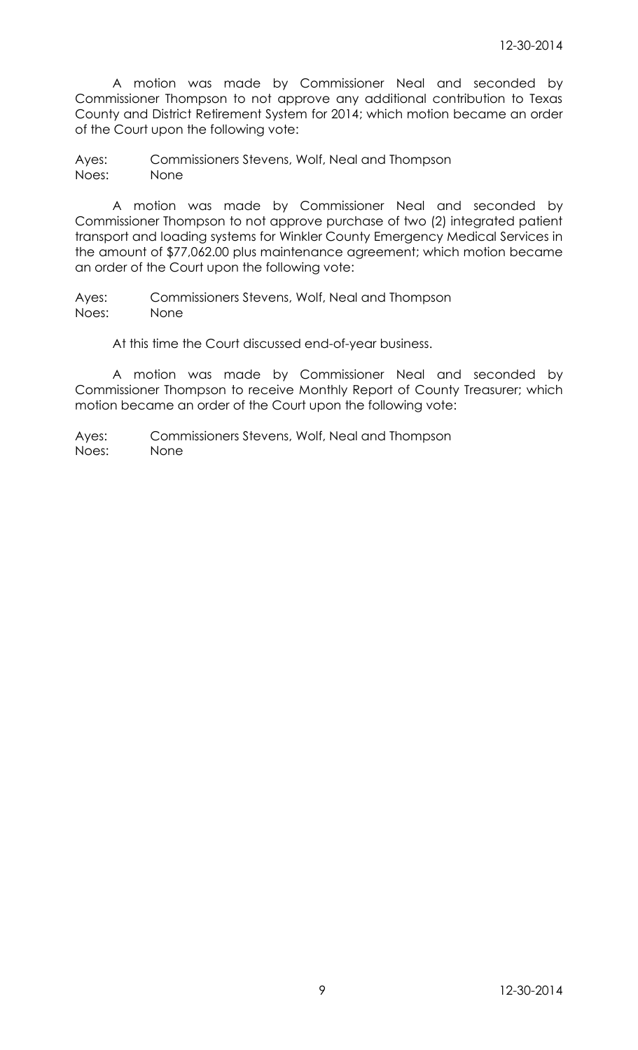A motion was made by Commissioner Neal and seconded by Commissioner Thompson to not approve any additional contribution to Texas County and District Retirement System for 2014; which motion became an order of the Court upon the following vote:

Ayes: Commissioners Stevens, Wolf, Neal and Thompson
Noes: None

A motion was made by Commissioner Neal and seconded by Commissioner Thompson to not approve purchase of two (2) integrated patient transport and loading systems for Winkler County Emergency Medical Services in the amount of $77,062.00 plus maintenance agreement; which motion became an order of the Court upon the following vote:

Ayes: Commissioners Stevens, Wolf, Neal and Thompson
Noes: None

At this time the Court discussed end-of-year business.

A motion was made by Commissioner Neal and seconded by Commissioner Thompson to receive Monthly Report of County Treasurer; which motion became an order of the Court upon the following vote:

Ayes: Commissioners Stevens, Wolf, Neal and Thompson
Noes: None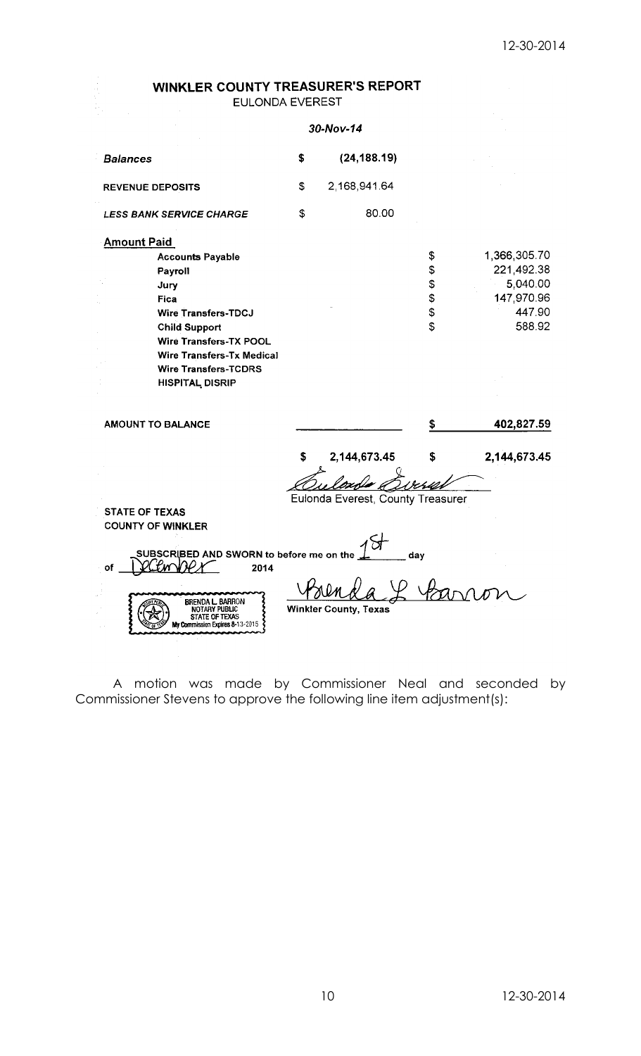## WINKLER COUNTY TREASURER'S REPORT

EULONDA EVEREST

***30-Nov-14***

| | | | | |
|---|---|---|---|---|
| ***Balances*** | $ | **(24,188.19)** | | |
| **REVENUE DEPOSITS** | $ | 2,168,941.64 | | |
| ***LESS BANK SERVICE CHARGE*** | $ | 80.00 | | |
| **Amount Paid** | | | | |
| **Accounts Payable** | | | $ | 1,366,305.70 |
| **Payroll** | | | $ | 221,492.38 |
| **Jury** | | | $ | 5,040.00 |
| **Fica** | | | $ | 147,970.96 |
| **Wire Transfers-TDCJ** | | | $ | 447.90 |
| **Child Support** | | | $ | 588.92 |
| **Wire Transfers-TX POOL** | | | | |
| **Wire Transfers-Tx Medical** | | | | |
| **Wire Transfers-TCDRS** | | | | |
| **HISPITAL DISRIP** | | | | |
| **AMOUNT TO BALANCE** | | | **$** | **402,827.59** |
| | **$** | **2,144,673.45** | **$** | **2,144,673.45** |

Eulonda Everest

Eulonda Everest, County Treasurer

**STATE OF TEXAS**
**COUNTY OF WINKLER**

**SUBSCRIBED AND SWORN to before me on the** 1st **day of** December **2014**

BRENDA L. BARRON
NOTARY PUBLIC
STATE OF TEXAS
My Commission Expires 8-13-2015

Brenda L. Barron

**Winkler County, Texas**

A motion was made by Commissioner Neal and seconded by Commissioner Stevens to approve the following line item adjustment(s):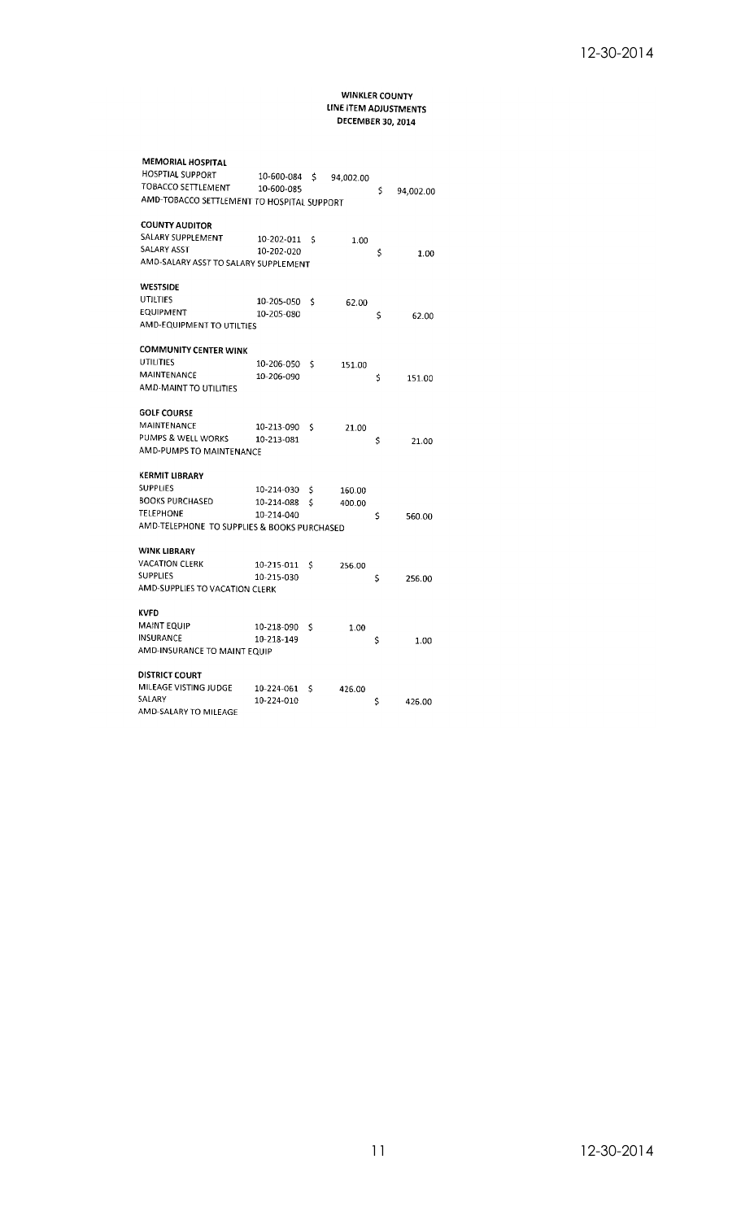**WINKLER COUNTY**
**LINE ITEM ADJUSTMENTS**
**DECEMBER 30, 2014**

**MEMORIAL HOSPITAL**

| | | | |
|---|---|---|---|
| HOSPTIAL SUPPORT | 10-600-084 | $ 94,002.00 | |
| TOBACCO SETTLEMENT | 10-600-085 | | $ 94,002.00 |

AMD-TOBACCO SETTLEMENT TO HOSPITAL SUPPORT

**COUNTY AUDITOR**

| | | | |
|---|---|---|---|
| SALARY SUPPLEMENT | 10-202-011 | $ 1.00 | |
| SALARY ASST | 10-202-020 | | $ 1.00 |

AMD-SALARY ASST TO SALARY SUPPLEMENT

**WESTSIDE**

| | | | |
|---|---|---|---|
| UTILTIES | 10-205-050 | $ 62.00 | |
| EQUIPMENT | 10-205-080 | | $ 62.00 |

AMD-EQUIPMENT TO UTILTIES

**COMMUNITY CENTER WINK**

| | | | |
|---|---|---|---|
| UTILITIES | 10-206-050 | $ 151.00 | |
| MAINTENANCE | 10-206-090 | | $ 151.00 |

AMD-MAINT TO UTILITIES

**GOLF COURSE**

| | | | |
|---|---|---|---|
| MAINTENANCE | 10-213-090 | $ 21.00 | |
| PUMPS & WELL WORKS | 10-213-081 | | $ 21.00 |

AMD-PUMPS TO MAINTENANCE

**KERMIT LIBRARY**

| | | | |
|---|---|---|---|
| SUPPLIES | 10-214-030 | $ 160.00 | |
| BOOKS PURCHASED | 10-214-088 | $ 400.00 | |
| TELEPHONE | 10-214-040 | | $ 560.00 |

AMD-TELEPHONE TO SUPPLIES & BOOKS PURCHASED

**WINK LIBRARY**

| | | | |
|---|---|---|---|
| VACATION CLERK | 10-215-011 | $ 256.00 | |
| SUPPLIES | 10-215-030 | | $ 256.00 |

AMD-SUPPLIES TO VACATION CLERK

**KVFD**

| | | | |
|---|---|---|---|
| MAINT EQUIP | 10-218-090 | $ 1.00 | |
| INSURANCE | 10-218-149 | | $ 1.00 |

AMD-INSURANCE TO MAINT EQUIP

**DISTRICT COURT**

| | | | |
|---|---|---|---|
| MILEAGE VISTING JUDGE | 10-224-061 | $ 426.00 | |
| SALARY | 10-224-010 | | $ 426.00 |

AMD-SALARY TO MILEAGE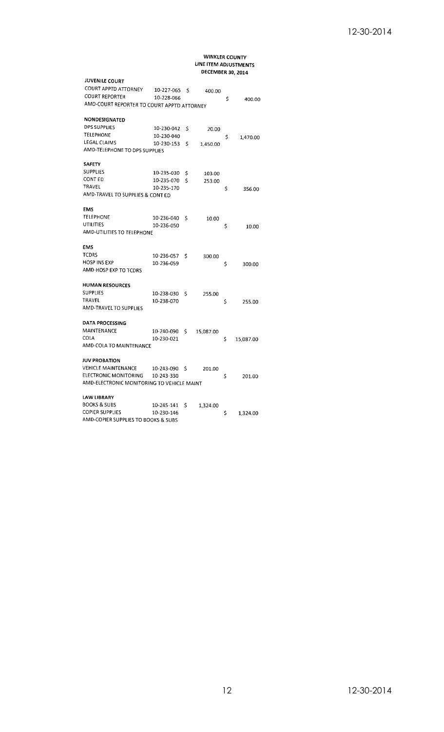## WINKLER COUNTY
## LINE ITEM ADJUSTMENTS
## DECEMBER 30, 2014

| | | | |
|---|---|---|---|
| **JUVENILE COURT** | | | |
| COURT APPTD ATTORNEY | 10-227-065 | $ 400.00 | |
| COURT REPORTER | 10-228-066 | | $ 400.00 |
| AMD-COURT REPORTER TO COURT APPTD ATTORNEY | | | |
| | | | |
| **NONDESIGNATED** | | | |
| DPS SUPPLIES | 10-230-042 | $ 20.00 | |
| TELEPHONE | 10-230-040 | | $ 1,470.00 |
| LEGAL CLAIMS | 10-230-153 | $ 1,450.00 | |
| AMD-TELEPHONE TO DPS SUPPLIES | | | |
| | | | |
| **SAFETY** | | | |
| SUPPLIES | 10-235-030 | $ 103.00 | |
| CONT ED | 10-235-070 | $ 253.00 | |
| TRAVEL | 10-235-170 | | $ 356.00 |
| AMD-TRAVEL TO SUPPLIES & CONT ED | | | |
| | | | |
| **EMS** | | | |
| TELEPHONE | 10-236-040 | $ 10.00 | |
| UTILITIES | 10-236-050 | | $ 10.00 |
| AMD-UTILITIES TO TELEPHONE | | | |
| | | | |
| **EMS** | | | |
| TCDRS | 10-236-057 | $ 300.00 | |
| HOSP INS EXP | 10-236-059 | | $ 300.00 |
| AMD-HOSP EXP TO TCDRS | | | |
| | | | |
| **HUMAN RESOURCES** | | | |
| SUPPLIES | 10-238-030 | $ 255.00 | |
| TRAVEL | 10-238-070 | | $ 255.00 |
| AMD-TRAVEL TO SUPPLIES | | | |
| | | | |
| **DATA PROCESSING** | | | |
| MAINTENANCE | 10-240-090 | $ 15,087.00 | |
| COLA | 10-230-021 | | $ 15,087.00 |
| AMD-COLA TO MAINTENANCE | | | |
| | | | |
| **JUV PROBATION** | | | |
| VEHICLE MAINTENANCE | 10-243-090 | $ 201.00 | |
| ELECTRONIC MONITORING | 10-243-330 | | $ 201.00 |
| AMD-ELECTRONIC MONITORING TO VEHICLE MAINT | | | |
| | | | |
| **LAW LIBRARY** | | | |
| BOOKS & SUBS | 10-245-141 | $ 1,324.00 | |
| COPIER SUPPLIES | 10-230-146 | | $ 1,324.00 |
| AMD-COPIER SUPPLIES TO BOOKS & SUBS | | | |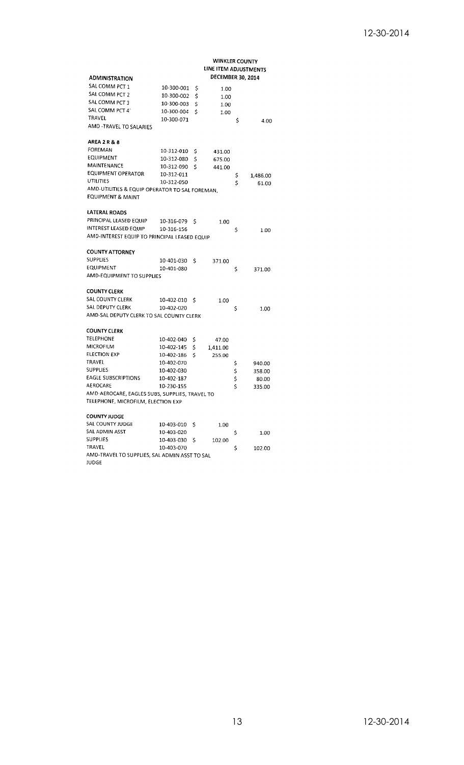**WINKLER COUNTY**
**LINE ITEM ADJUSTMENTS**
**DECEMBER 30, 2014**

| | | | |
|---|---|---|---|
| **ADMINISTRATION** | | | |
| SAL COMM PCT 1 | 10-300-001 | $ 1.00 | |
| SAL COMM PCT 2 | 10-300-002 | $ 1.00 | |
| SAL COMM PCT 3 | 10-300-003 | $ 1.00 | |
| SAL COMM PCT 4 | 10-300-004 | $ 1.00 | |
| TRAVEL | 10-300-071 | | $ 4.00 |
| AMD -TRAVEL TO SALARIES | | | |
| | | | |
| **AREA 2 R & B** | | | |
| FOREMAN | 10-312-010 | $ 431.00 | |
| EQUIPMENT | 10-312-080 | $ 675.00 | |
| MAINTENANCE | 10-312-090 | $ 441.00 | |
| EQUIPMENT OPERATOR | 10-312-011 | | $ 1,486.00 |
| UTILITIES | 10-312-050 | | $ 61.00 |
| AMD-UTILITIES & EQUIP OPERATOR TO SAL FOREMAN, EQUIPMENT & MAINT | | | |
| | | | |
| **LATERAL ROADS** | | | |
| PRINCIPAL LEASED EQUIP | 10-316-079 | $ 1.00 | |
| INTEREST LEASED EQUIP | 10-316-156 | | $ 1.00 |
| AMD-INTEREST EQUIP TO PRINCIPAL LEASED EQUIP | | | |
| | | | |
| **COUNTY ATTORNEY** | | | |
| SUPPLIES | 10-401-030 | $ 371.00 | |
| EQUIPMENT | 10-401-080 | | $ 371.00 |
| AMD-EQUIPMENT TO SUPPLIES | | | |
| | | | |
| **COUNTY CLERK** | | | |
| SAL COUNTY CLERK | 10-402-010 | $ 1.00 | |
| SAL DEPUTY CLERK | 10-402-020 | | $ 1.00 |
| AMD-SAL DEPUTY CLERK TO SAL COUNTY CLERK | | | |
| | | | |
| **COUNTY CLERK** | | | |
| TELEPHONE | 10-402-040 | $ 47.00 | |
| MICROFILM | 10-402-145 | $ 1,411.00 | |
| ELECTION EXP | 10-402-186 | $ 255.00 | |
| TRAVEL | 10-402-070 | | $ 940.00 |
| SUPPLIES | 10-402-030 | | $ 358.00 |
| EAGLE SUBSCRIPTIONS | 10-402-187 | | $ 80.00 |
| AEROCARE | 10-230-155 | | $ 335.00 |
| AMD-AEROCARE, EAGLES SUBS, SUPPLIES, TRAVEL TO TELEPHONE, MICROFILM, ELECTION EXP | | | |
| | | | |
| **COUNTY JUDGE** | | | |
| SAL COUNTY JUDGE | 10-403-010 | $ 1.00 | |
| SAL ADMIN ASST | 10-403-020 | | $ 1.00 |
| SUPPLIES | 10-403-030 | $ 102.00 | |
| TRAVEL | 10-403-070 | | $ 102.00 |
| AMD-TRAVEL TO SUPPLIES, SAL ADMIN ASST TO SAL JUDGE | | | |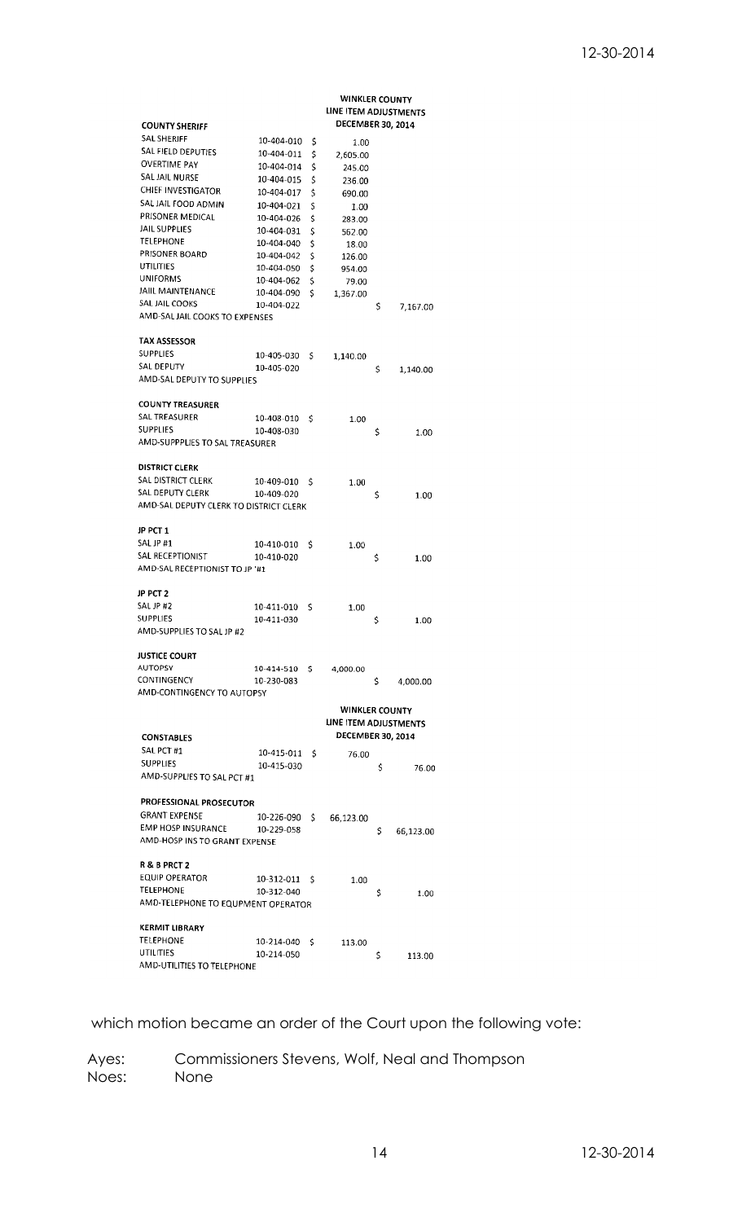**WINKLER COUNTY**
**LINE ITEM ADJUSTMENTS**
**DECEMBER 30, 2014**

| **COUNTY SHERIFF** | | | |
|---|---|---|---|
| SAL SHERIFF | 10-404-010 | $ 1.00 | |
| SAL FIELD DEPUTIES | 10-404-011 | $ 2,605.00 | |
| OVERTIME PAY | 10-404-014 | $ 245.00 | |
| SAL JAIL NURSE | 10-404-015 | $ 236.00 | |
| CHIEF INVESTIGATOR | 10-404-017 | $ 690.00 | |
| SAL JAIL FOOD ADMIN | 10-404-021 | $ 1.00 | |
| PRISONER MEDICAL | 10-404-026 | $ 283.00 | |
| JAIL SUPPLIES | 10-404-031 | $ 562.00 | |
| TELEPHONE | 10-404-040 | $ 18.00 | |
| PRISONER BOARD | 10-404-042 | $ 126.00 | |
| UTILITIES | 10-404-050 | $ 954.00 | |
| UNIFORMS | 10-404-062 | $ 79.00 | |
| JAIIL MAINTENANCE | 10-404-090 | $ 1,367.00 | |
| SAL JAIL COOKS | 10-404-022 | | $ 7,167.00 |
| AMD-SAL JAIL COOKS TO EXPENSES | | | |

| **TAX ASSESSOR** | | | |
|---|---|---|---|
| SUPPLIES | 10-405-030 | $ 1,140.00 | |
| SAL DEPUTY | 10-405-020 | | $ 1,140.00 |
| AMD-SAL DEPUTY TO SUPPLIES | | | |

| **COUNTY TREASURER** | | | |
|---|---|---|---|
| SAL TREASURER | 10-408-010 | $ 1.00 | |
| SUPPLIES | 10-408-030 | | $ 1.00 |
| AMD-SUPPPLIES TO SAL TREASURER | | | |

| **DISTRICT CLERK** | | | |
|---|---|---|---|
| SAL DISTRICT CLERK | 10-409-010 | $ 1.00 | |
| SAL DEPUTY CLERK | 10-409-020 | | $ 1.00 |
| AMD-SAL DEPUTY CLERK TO DISTRICT CLERK | | | |

| **JP PCT 1** | | | |
|---|---|---|---|
| SAL JP #1 | 10-410-010 | $ 1.00 | |
| SAL RECEPTIONIST | 10-410-020 | | $ 1.00 |
| AMD-SAL RECEPTIONIST TO JP '#1 | | | |

| **JP PCT 2** | | | |
|---|---|---|---|
| SAL JP #2 | 10-411-010 | $ 1.00 | |
| SUPPLIES | 10-411-030 | | $ 1.00 |
| AMD-SUPPLIES TO SAL JP #2 | | | |

| **JUSTICE COURT** | | | |
|---|---|---|---|
| AUTOPSY | 10-414-510 | $ 4,000.00 | |
| CONTINGENCY | 10-230-083 | | $ 4,000.00 |
| AMD-CONTINGENCY TO AUTOPSY | | | |

**WINKLER COUNTY**
**LINE ITEM ADJUSTMENTS**
**DECEMBER 30, 2014**

| **CONSTABLES** | | | |
|---|---|---|---|
| SAL PCT #1 | 10-415-011 | $ 76.00 | |
| SUPPLIES | 10-415-030 | | $ 76.00 |
| AMD-SUPPLIES TO SAL PCT #1 | | | |

| **PROFESSIONAL PROSECUTOR** | | | |
|---|---|---|---|
| GRANT EXPENSE | 10-226-090 | $ 66,123.00 | |
| EMP HOSP INSURANCE | 10-229-058 | | $ 66,123.00 |
| AMD-HOSP INS TO GRANT EXPENSE | | | |

| **R & B PRCT 2** | | | |
|---|---|---|---|
| EQUIP OPERATOR | 10-312-011 | $ 1.00 | |
| TELEPHONE | 10-312-040 | | $ 1.00 |
| AMD-TELEPHONE TO EQUPMENT OPERATOR | | | |

| **KERMIT LIBRARY** | | | |
|---|---|---|---|
| TELEPHONE | 10-214-040 | $ 113.00 | |
| UTILITIES | 10-214-050 | | $ 113.00 |
| AMD-UTILITIES TO TELEPHONE | | | |

which motion became an order of the Court upon the following vote:

Ayes: Commissioners Stevens, Wolf, Neal and Thompson
Noes: None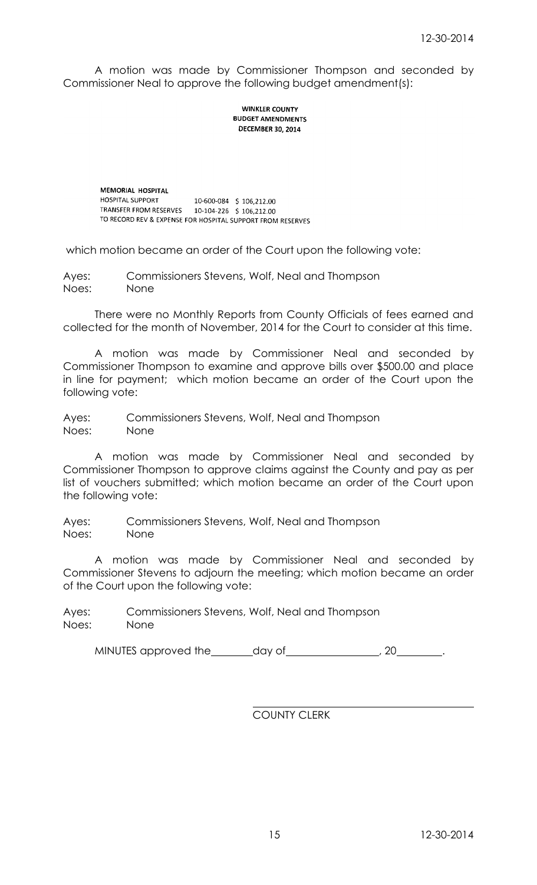A motion was made by Commissioner Thompson and seconded by Commissioner Neal to approve the following budget amendment(s):

**WINKLER COUNTY**
**BUDGET AMENDMENTS**
**DECEMBER 30, 2014**

MEMORIAL HOSPITAL

| | | |
|---|---|---|
| HOSPITAL SUPPORT | 10-600-084 | $ 106,212.00 |
| TRANSFER FROM RESERVES | 10-104-226 | $ 106,212.00 |

TO RECORD REV & EXPENSE FOR HOSPITAL SUPPORT FROM RESERVES

which motion became an order of the Court upon the following vote:

Ayes: Commissioners Stevens, Wolf, Neal and Thompson
Noes: None

There were no Monthly Reports from County Officials of fees earned and collected for the month of November, 2014 for the Court to consider at this time.

A motion was made by Commissioner Neal and seconded by Commissioner Thompson to examine and approve bills over $500.00 and place in line for payment; which motion became an order of the Court upon the following vote:

Ayes: Commissioners Stevens, Wolf, Neal and Thompson
Noes: None

A motion was made by Commissioner Neal and seconded by Commissioner Thompson to approve claims against the County and pay as per list of vouchers submitted; which motion became an order of the Court upon the following vote:

Ayes: Commissioners Stevens, Wolf, Neal and Thompson
Noes: None

A motion was made by Commissioner Neal and seconded by Commissioner Stevens to adjourn the meeting; which motion became an order of the Court upon the following vote:

Ayes: Commissioners Stevens, Wolf, Neal and Thompson
Noes: None

MINUTES approved the________day of_________________, 20________.

_______________________________________

COUNTY CLERK